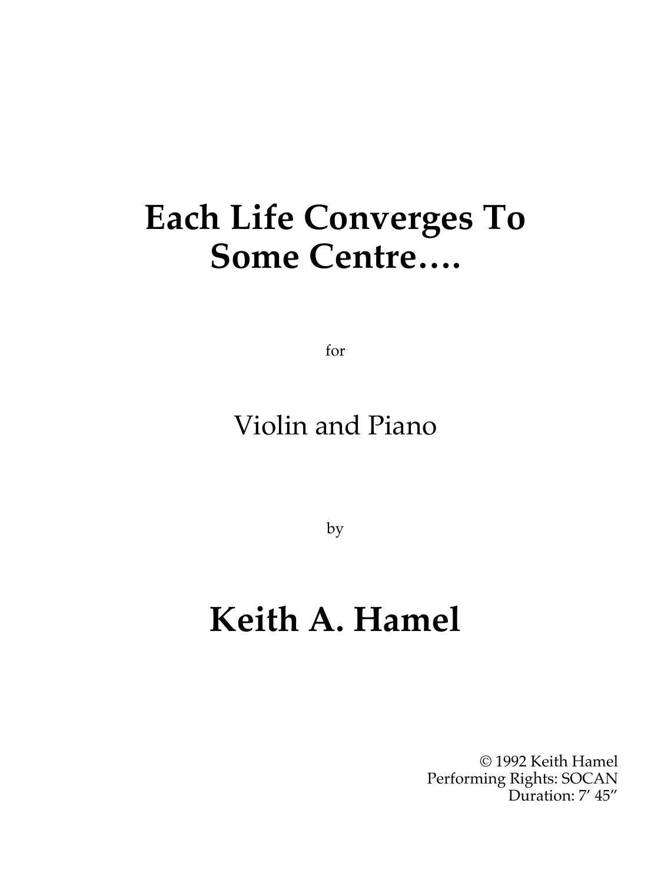# Each Life Converges To Some Centre….

for

Violin and Piano

by

# Keith A. Hamel

© 1992 Keith Hamel
Performing Rights: SOCAN
Duration: 7′ 45″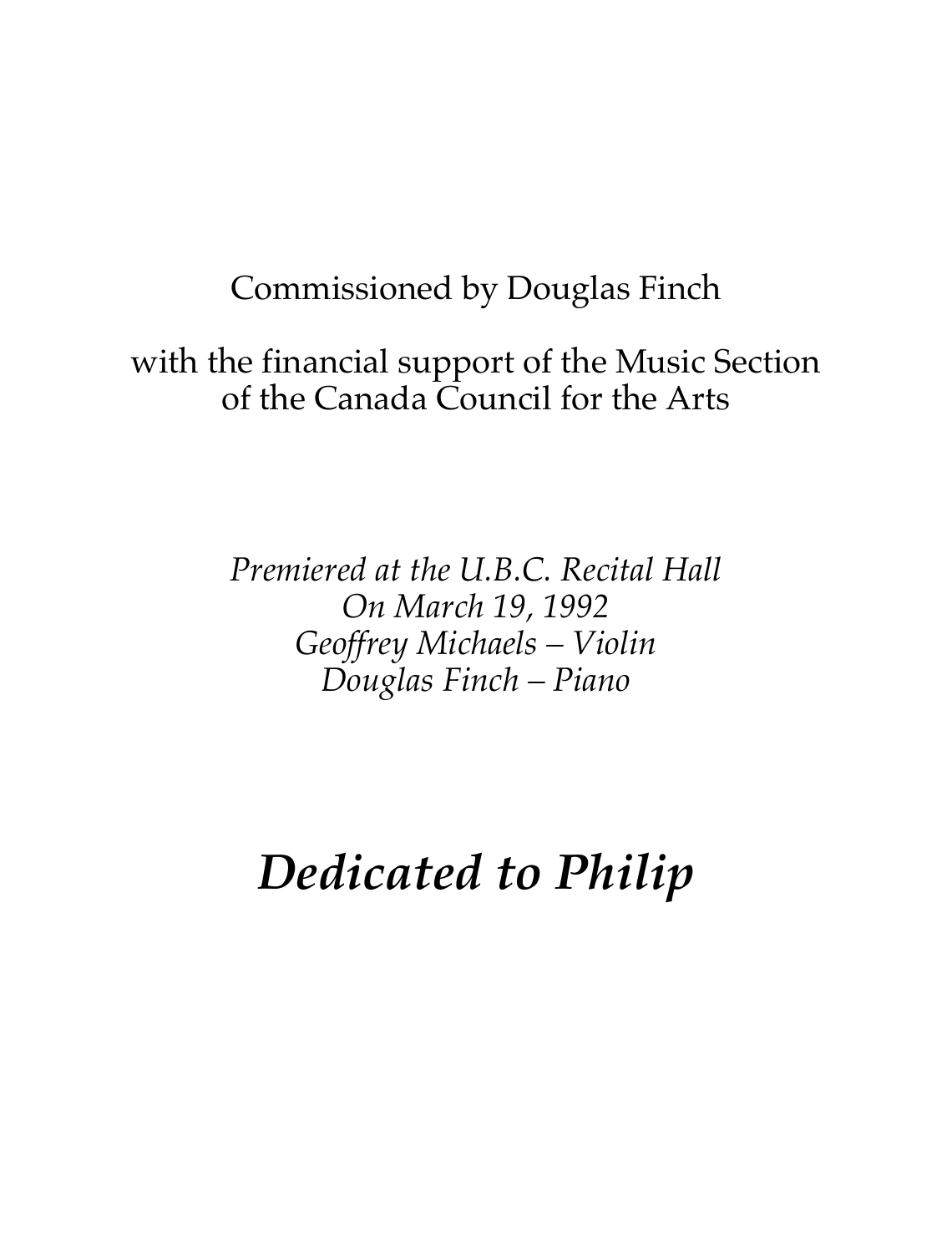Commissioned by Douglas Finch

with the financial support of the Music Section
of the Canada Council for the Arts

*Premiered at the U.B.C. Recital Hall*
*On March 19, 1992*
*Geoffrey Michaels – Violin*
*Douglas Finch – Piano*

# ***Dedicated to Philip***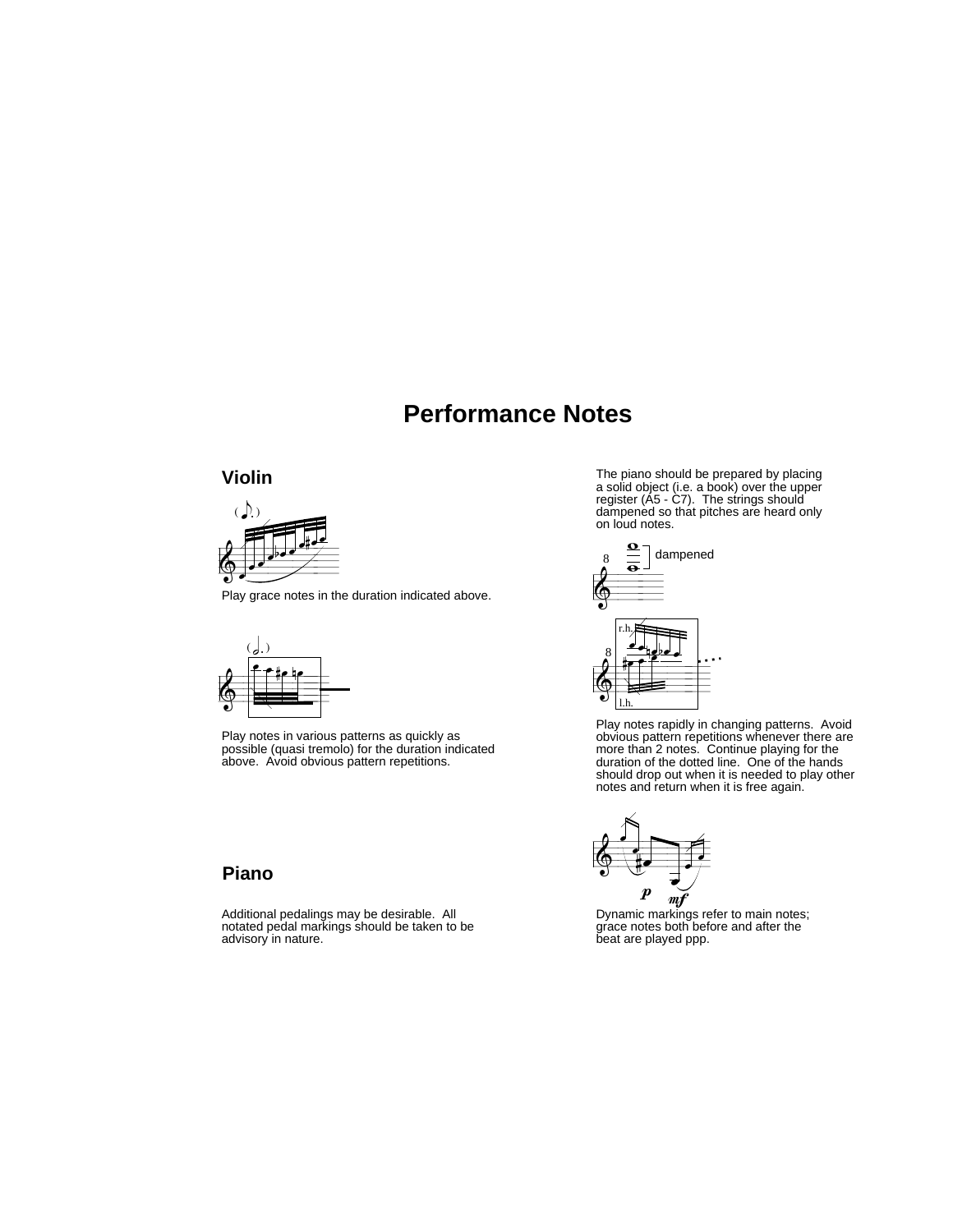# Performance Notes

## Violin

Play grace notes in the duration indicated above.

Play notes in various patterns as quickly as possible (quasi tremolo) for the duration indicated above. Avoid obvious pattern repetitions.

## Piano

Additional pedalings may be desirable. All notated pedal markings should be taken to be advisory in nature.

The piano should be prepared by placing a solid object (i.e. a book) over the upper register (A5 - C7). The strings should dampened so that pitches are heard only on loud notes.

dampened

Play notes rapidly in changing patterns. Avoid obvious pattern repetitions whenever there are more than 2 notes. Continue playing for the duration of the dotted line. One of the hands should drop out when it is needed to play other notes and return when it is free again.

Dynamic markings refer to main notes; grace notes both before and after the beat are played ppp.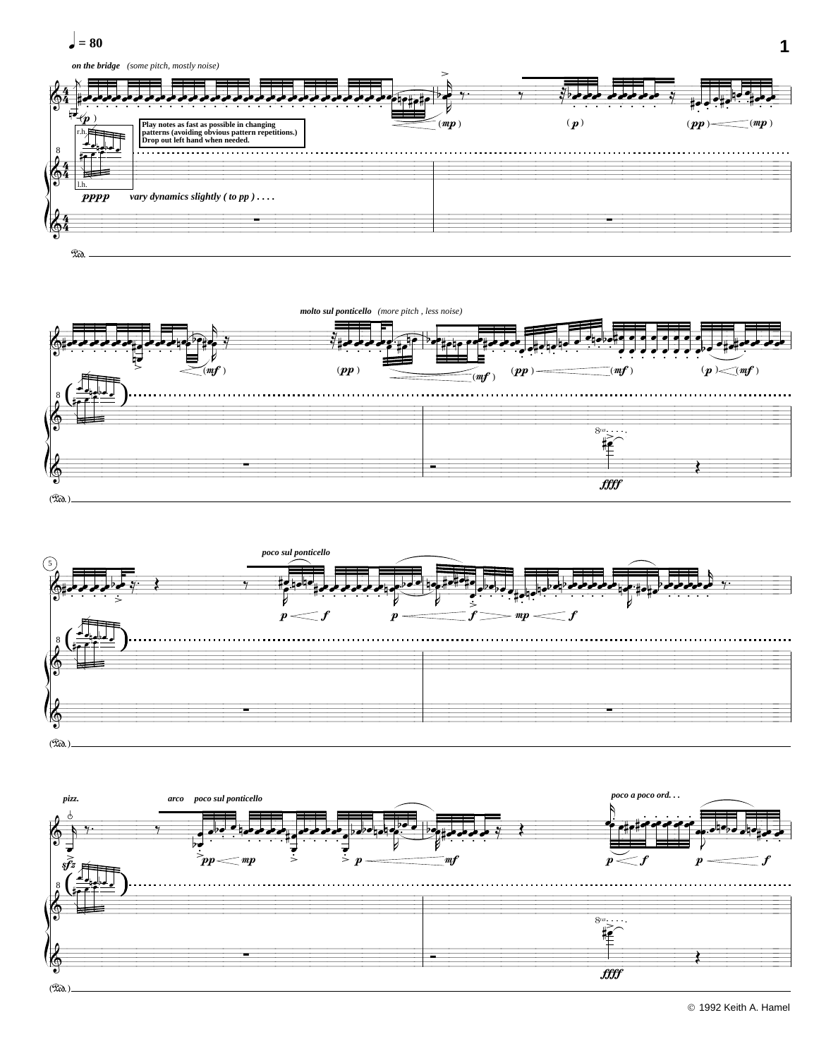♩ = 80

*on the bridge* *(some pitch, mostly noise)*

**Play notes as fast as possible in changing patterns (avoiding obvious pattern repetitions.) Drop out left hand when needed.**

r.h.

l.h.

*pppp* *vary dynamics slightly ( to pp ) . . . .*

*molto sul ponticello* *(more pitch , less noise)*

*ffff*

*poco sul ponticello*

*pizz.* *arco* *poco sul ponticello*

*poco a poco ord. . .*

*ffff*

© 1992 Keith A. Hamel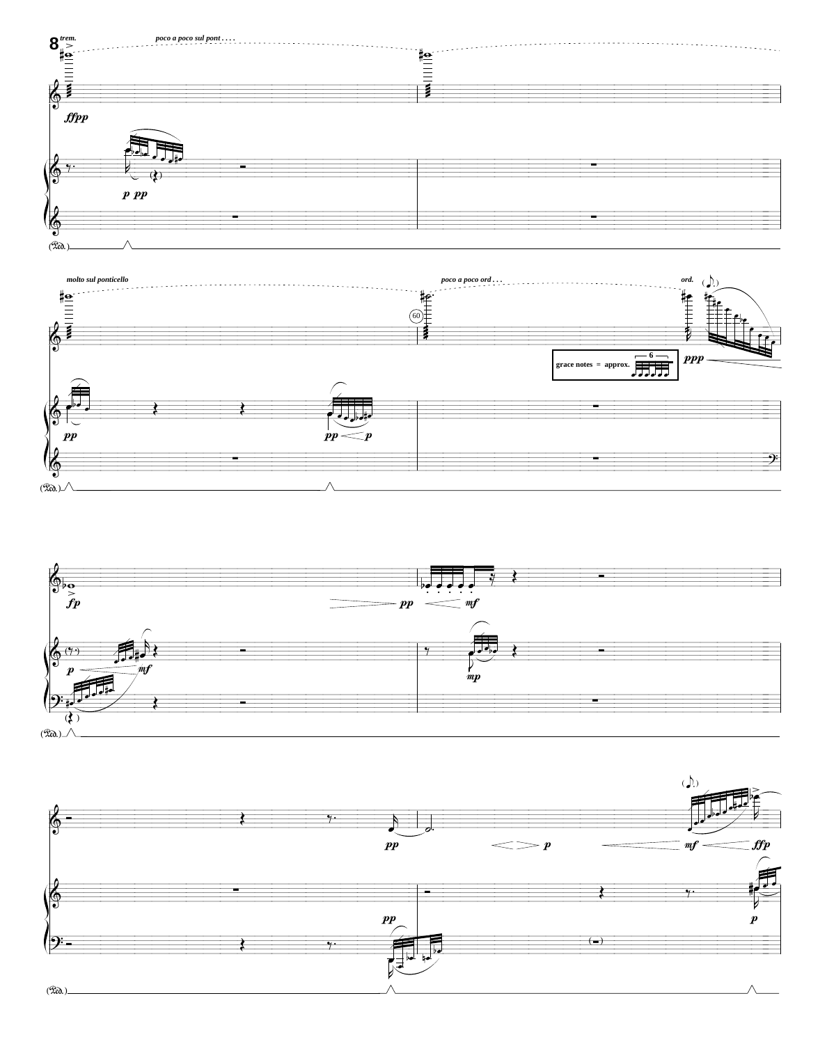8

*trem.* *poco a poco sul pont . . . .*

*ffpp*

*p pp*

(Ped.)

*molto sul ponticello* *poco a poco ord . . .* *ord.*

60

**grace notes = approx.** 6

*ppp*

*pp* *pp* *p*

(Ped.)

*fp* *pp* *mf*

*p* *mf* *mp*

(Ped.)

*pp* *p* *mf* *ffp*

*pp* *p*

(Ped.)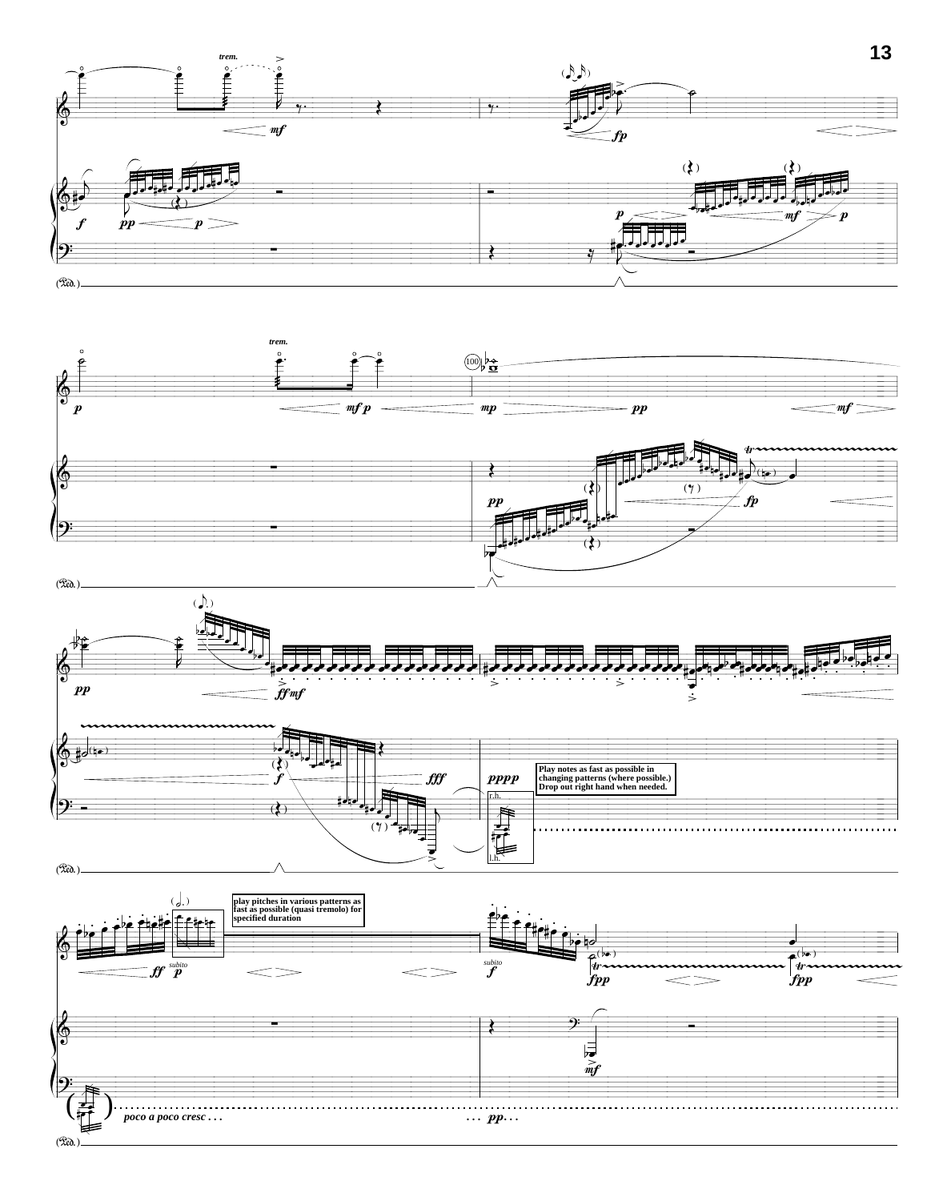Play notes as fast as possible in changing patterns (where possible.) Drop out right hand when needed.

play pitches in various patterns as fast as possible (quasi tremolo) for specified duration

*poco a poco cresc . . .* *. . . pp . . .*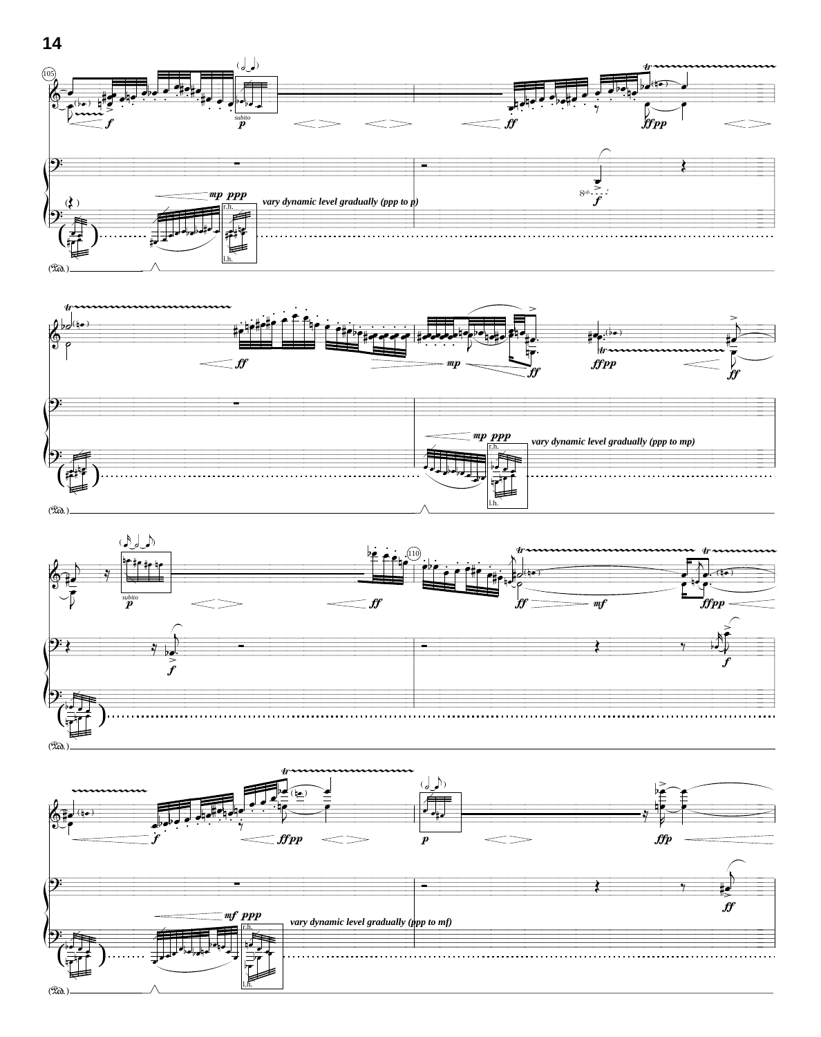vary dynamic level gradually (ppp to p)

vary dynamic level gradually (ppp to mp)

vary dynamic level gradually (ppp to mf)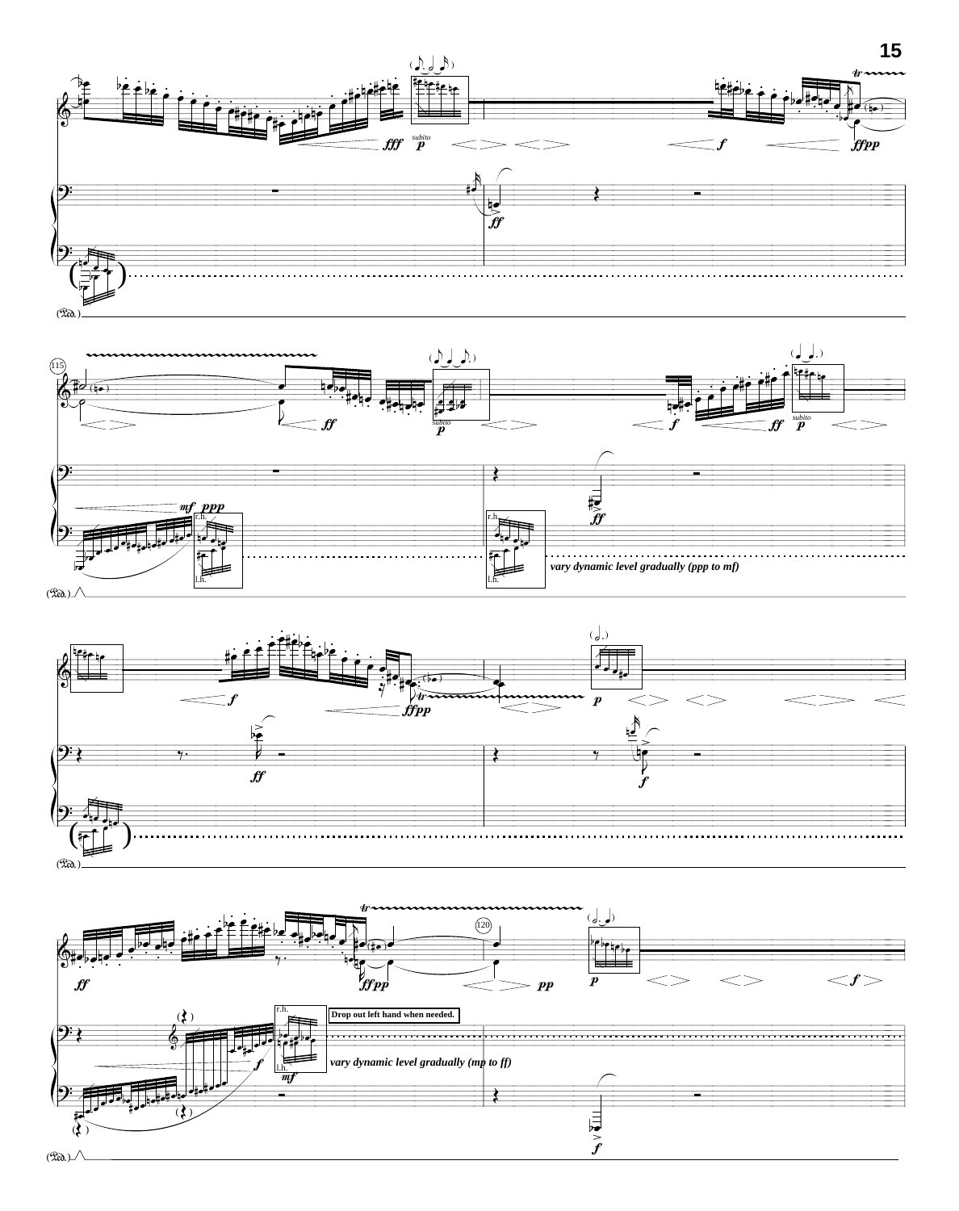vary dynamic level gradually (ppp to mf)

Drop out left hand when needed.

vary dynamic level gradually (mp to ff)